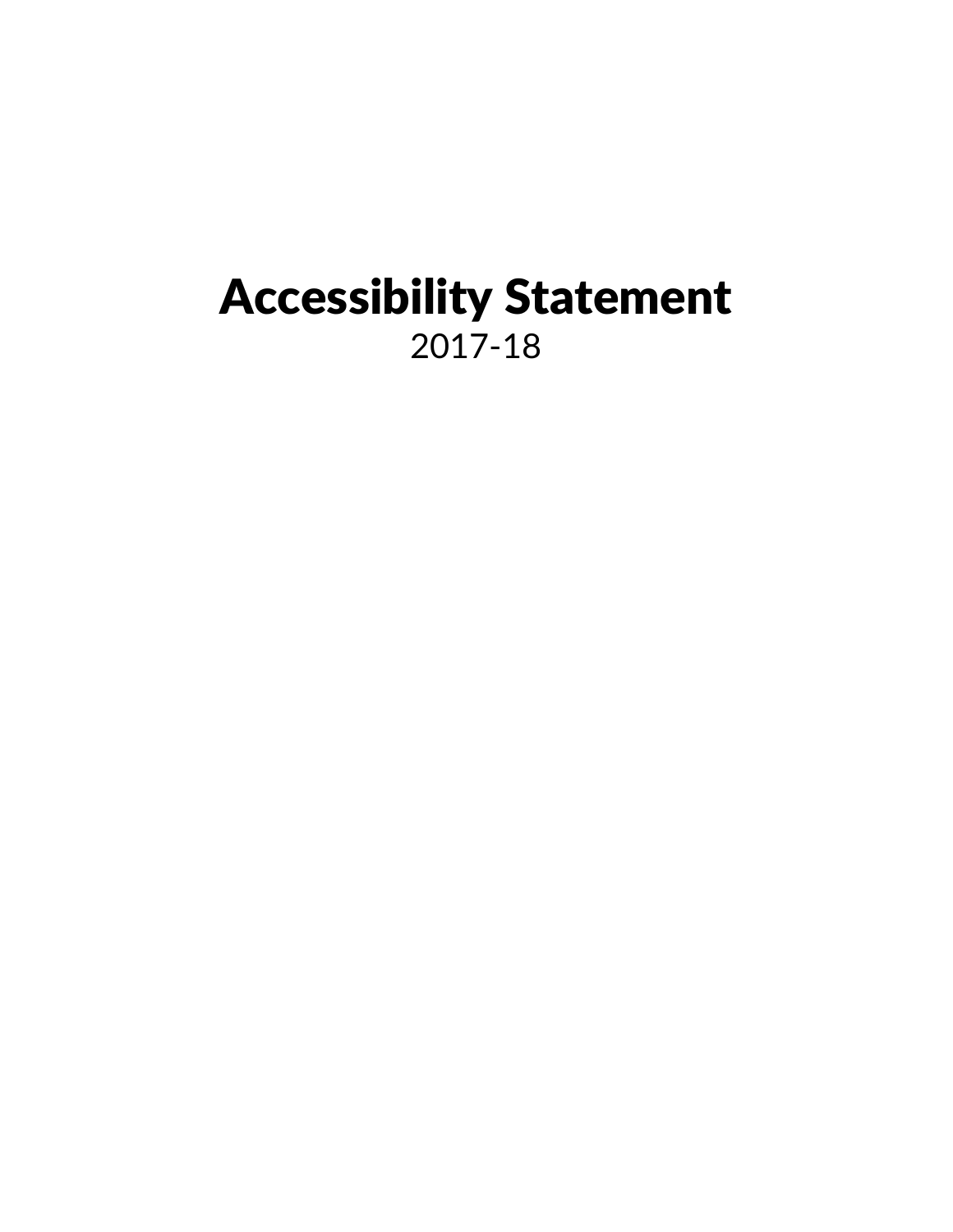# Accessibility Statement

2017-18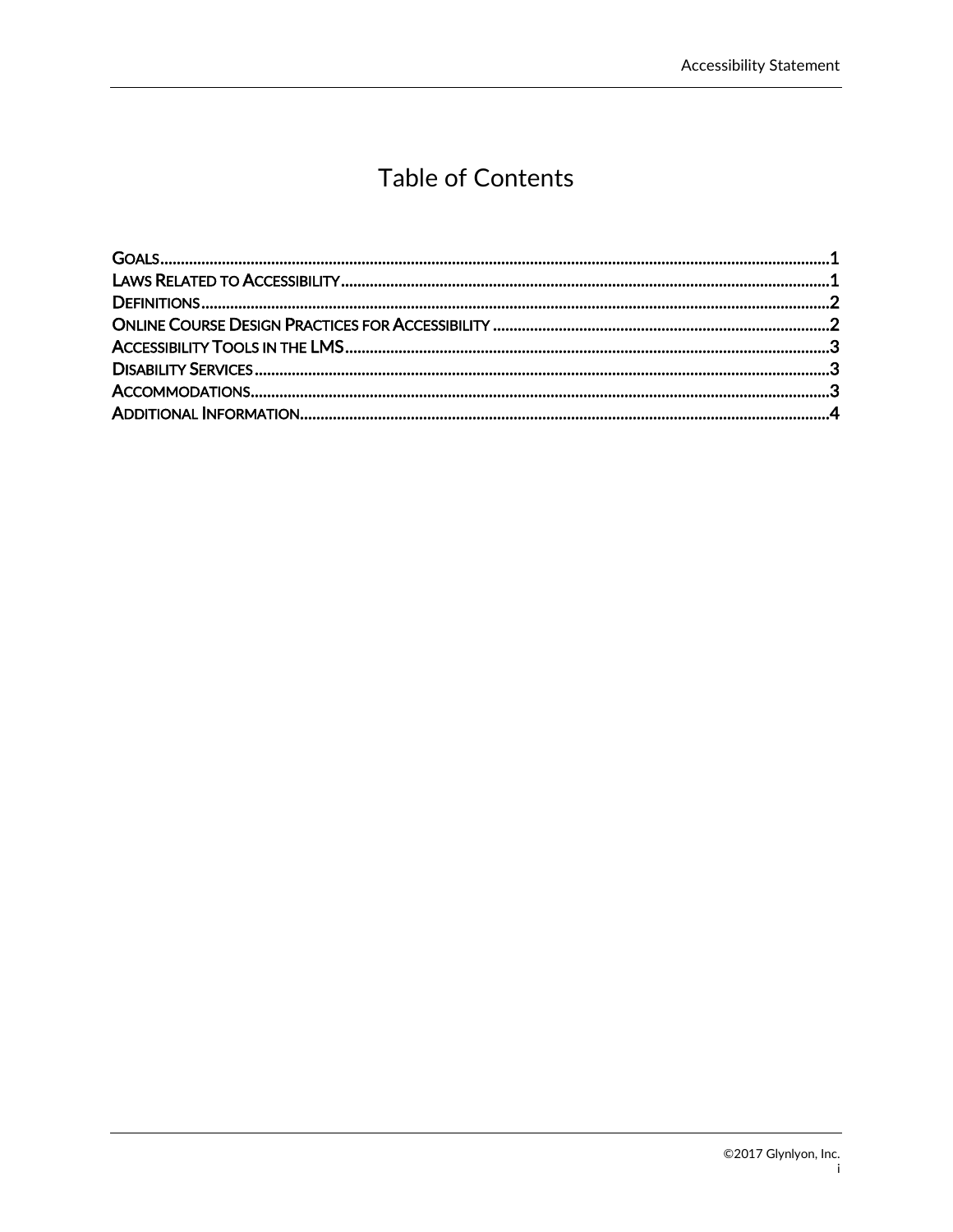# Table of Contents

GOALS .......................................................................................................... 1
LAWS RELATED TO ACCESSIBILITY .................................................................... 1
DEFINITIONS ................................................................................................... 2
ONLINE COURSE DESIGN PRACTICES FOR ACCESSIBILITY .................................... 2
ACCESSIBILITY TOOLS IN THE LMS ................................................................... 3
DISABILITY SERVICES ...................................................................................... 3
ACCOMMODATIONS ......................................................................................... 3
ADDITIONAL INFORMATION .............................................................................. 4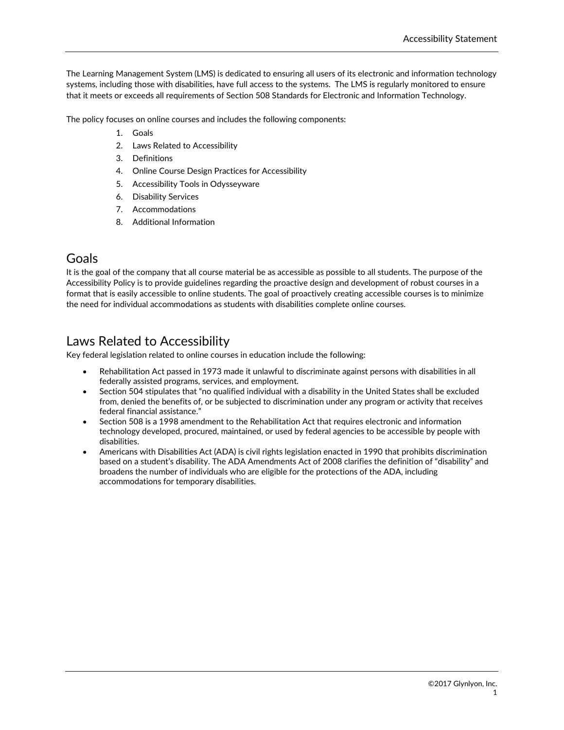The Learning Management System (LMS) is dedicated to ensuring all users of its electronic and information technology systems, including those with disabilities, have full access to the systems. The LMS is regularly monitored to ensure that it meets or exceeds all requirements of Section 508 Standards for Electronic and Information Technology.

The policy focuses on online courses and includes the following components:

1. Goals
2. Laws Related to Accessibility
3. Definitions
4. Online Course Design Practices for Accessibility
5. Accessibility Tools in Odysseyware
6. Disability Services
7. Accommodations
8. Additional Information

## Goals

It is the goal of the company that all course material be as accessible as possible to all students. The purpose of the Accessibility Policy is to provide guidelines regarding the proactive design and development of robust courses in a format that is easily accessible to online students. The goal of proactively creating accessible courses is to minimize the need for individual accommodations as students with disabilities complete online courses.

## Laws Related to Accessibility

Key federal legislation related to online courses in education include the following:

- Rehabilitation Act passed in 1973 made it unlawful to discriminate against persons with disabilities in all federally assisted programs, services, and employment.
- Section 504 stipulates that "no qualified individual with a disability in the United States shall be excluded from, denied the benefits of, or be subjected to discrimination under any program or activity that receives federal financial assistance."
- Section 508 is a 1998 amendment to the Rehabilitation Act that requires electronic and information technology developed, procured, maintained, or used by federal agencies to be accessible by people with disabilities.
- Americans with Disabilities Act (ADA) is civil rights legislation enacted in 1990 that prohibits discrimination based on a student's disability. The ADA Amendments Act of 2008 clarifies the definition of "disability" and broadens the number of individuals who are eligible for the protections of the ADA, including accommodations for temporary disabilities.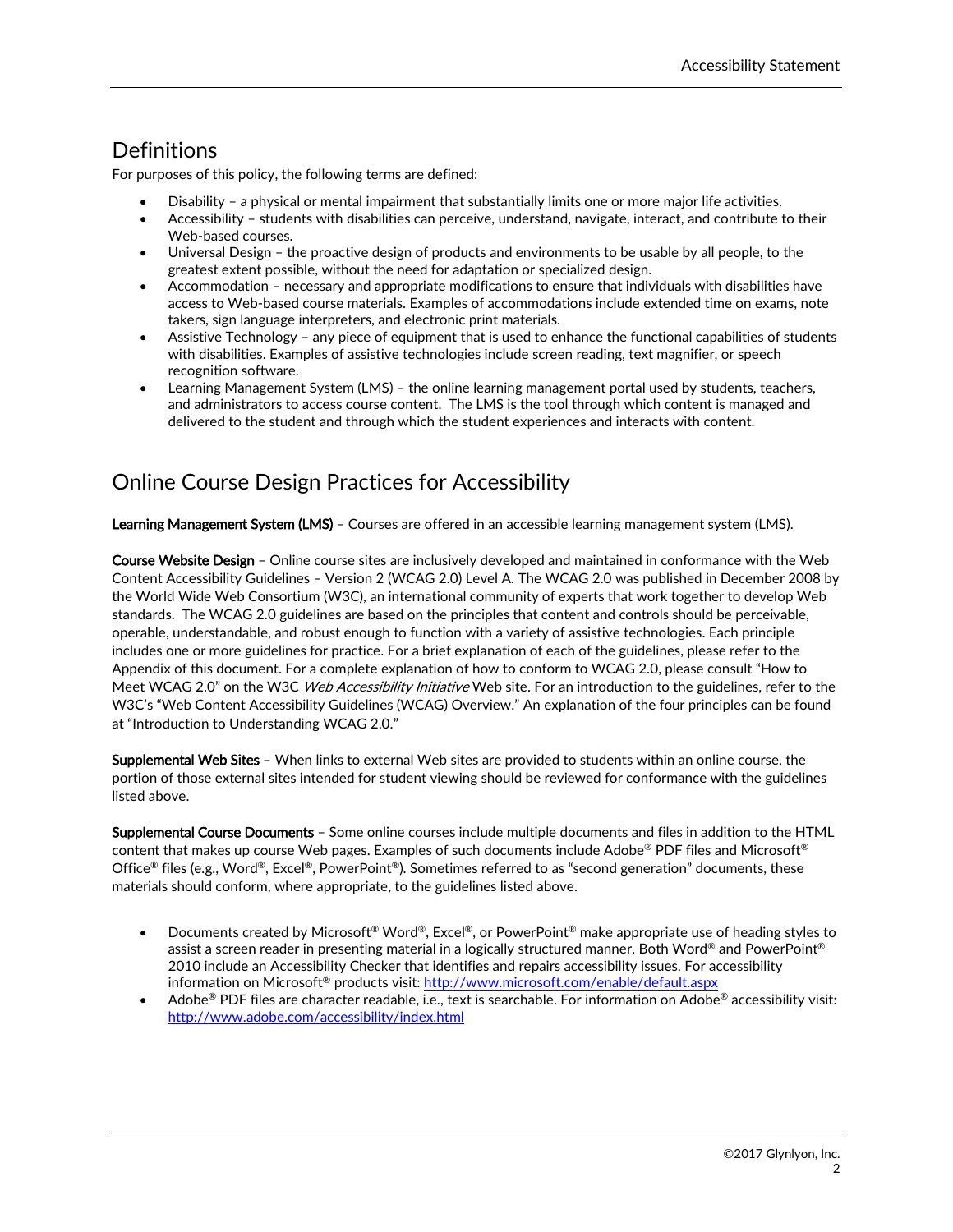## Definitions

For purposes of this policy, the following terms are defined:

- Disability – a physical or mental impairment that substantially limits one or more major life activities.
- Accessibility – students with disabilities can perceive, understand, navigate, interact, and contribute to their Web-based courses.
- Universal Design – the proactive design of products and environments to be usable by all people, to the greatest extent possible, without the need for adaptation or specialized design.
- Accommodation – necessary and appropriate modifications to ensure that individuals with disabilities have access to Web-based course materials. Examples of accommodations include extended time on exams, note takers, sign language interpreters, and electronic print materials.
- Assistive Technology – any piece of equipment that is used to enhance the functional capabilities of students with disabilities. Examples of assistive technologies include screen reading, text magnifier, or speech recognition software.
- Learning Management System (LMS) – the online learning management portal used by students, teachers, and administrators to access course content. The LMS is the tool through which content is managed and delivered to the student and through which the student experiences and interacts with content.

## Online Course Design Practices for Accessibility

**Learning Management System (LMS)** – Courses are offered in an accessible learning management system (LMS).

**Course Website Design** – Online course sites are inclusively developed and maintained in conformance with the Web Content Accessibility Guidelines – Version 2 (WCAG 2.0) Level A. The WCAG 2.0 was published in December 2008 by the World Wide Web Consortium (W3C), an international community of experts that work together to develop Web standards. The WCAG 2.0 guidelines are based on the principles that content and controls should be perceivable, operable, understandable, and robust enough to function with a variety of assistive technologies. Each principle includes one or more guidelines for practice. For a brief explanation of each of the guidelines, please refer to the Appendix of this document. For a complete explanation of how to conform to WCAG 2.0, please consult "How to Meet WCAG 2.0" on the W3C *Web Accessibility Initiative* Web site. For an introduction to the guidelines, refer to the W3C's "Web Content Accessibility Guidelines (WCAG) Overview." An explanation of the four principles can be found at "Introduction to Understanding WCAG 2.0."

**Supplemental Web Sites** – When links to external Web sites are provided to students within an online course, the portion of those external sites intended for student viewing should be reviewed for conformance with the guidelines listed above.

**Supplemental Course Documents** – Some online courses include multiple documents and files in addition to the HTML content that makes up course Web pages. Examples of such documents include Adobe® PDF files and Microsoft® Office® files (e.g., Word®, Excel®, PowerPoint®). Sometimes referred to as "second generation" documents, these materials should conform, where appropriate, to the guidelines listed above.

- Documents created by Microsoft® Word®, Excel®, or PowerPoint® make appropriate use of heading styles to assist a screen reader in presenting material in a logically structured manner. Both Word® and PowerPoint® 2010 include an Accessibility Checker that identifies and repairs accessibility issues. For accessibility information on Microsoft® products visit: http://www.microsoft.com/enable/default.aspx
- Adobe® PDF files are character readable, i.e., text is searchable. For information on Adobe® accessibility visit: http://www.adobe.com/accessibility/index.html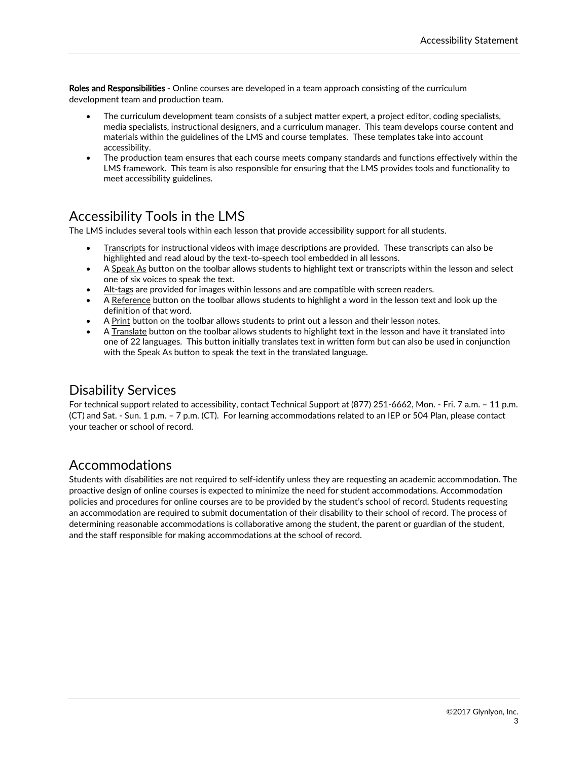**Roles and Responsibilities** - Online courses are developed in a team approach consisting of the curriculum development team and production team.

- The curriculum development team consists of a subject matter expert, a project editor, coding specialists, media specialists, instructional designers, and a curriculum manager. This team develops course content and materials within the guidelines of the LMS and course templates. These templates take into account accessibility.
- The production team ensures that each course meets company standards and functions effectively within the LMS framework. This team is also responsible for ensuring that the LMS provides tools and functionality to meet accessibility guidelines.

## Accessibility Tools in the LMS

The LMS includes several tools within each lesson that provide accessibility support for all students.

- Transcripts for instructional videos with image descriptions are provided. These transcripts can also be highlighted and read aloud by the text-to-speech tool embedded in all lessons.
- A Speak As button on the toolbar allows students to highlight text or transcripts within the lesson and select one of six voices to speak the text.
- Alt-tags are provided for images within lessons and are compatible with screen readers.
- A Reference button on the toolbar allows students to highlight a word in the lesson text and look up the definition of that word.
- A Print button on the toolbar allows students to print out a lesson and their lesson notes.
- A Translate button on the toolbar allows students to highlight text in the lesson and have it translated into one of 22 languages. This button initially translates text in written form but can also be used in conjunction with the Speak As button to speak the text in the translated language.

## Disability Services

For technical support related to accessibility, contact Technical Support at (877) 251-6662, Mon. - Fri. 7 a.m. – 11 p.m. (CT) and Sat. - Sun. 1 p.m. – 7 p.m. (CT). For learning accommodations related to an IEP or 504 Plan, please contact your teacher or school of record.

## Accommodations

Students with disabilities are not required to self-identify unless they are requesting an academic accommodation. The proactive design of online courses is expected to minimize the need for student accommodations. Accommodation policies and procedures for online courses are to be provided by the student's school of record. Students requesting an accommodation are required to submit documentation of their disability to their school of record. The process of determining reasonable accommodations is collaborative among the student, the parent or guardian of the student, and the staff responsible for making accommodations at the school of record.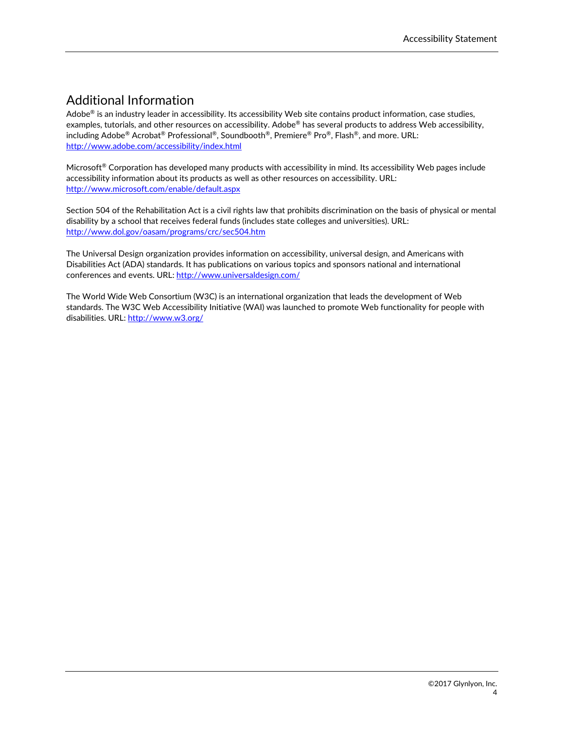## Additional Information

Adobe® is an industry leader in accessibility. Its accessibility Web site contains product information, case studies, examples, tutorials, and other resources on accessibility. Adobe® has several products to address Web accessibility, including Adobe® Acrobat® Professional®, Soundbooth®, Premiere® Pro®, Flash®, and more. URL: http://www.adobe.com/accessibility/index.html

Microsoft® Corporation has developed many products with accessibility in mind. Its accessibility Web pages include accessibility information about its products as well as other resources on accessibility. URL: http://www.microsoft.com/enable/default.aspx

Section 504 of the Rehabilitation Act is a civil rights law that prohibits discrimination on the basis of physical or mental disability by a school that receives federal funds (includes state colleges and universities). URL: http://www.dol.gov/oasam/programs/crc/sec504.htm

The Universal Design organization provides information on accessibility, universal design, and Americans with Disabilities Act (ADA) standards. It has publications on various topics and sponsors national and international conferences and events. URL: http://www.universaldesign.com/

The World Wide Web Consortium (W3C) is an international organization that leads the development of Web standards. The W3C Web Accessibility Initiative (WAI) was launched to promote Web functionality for people with disabilities. URL: http://www.w3.org/